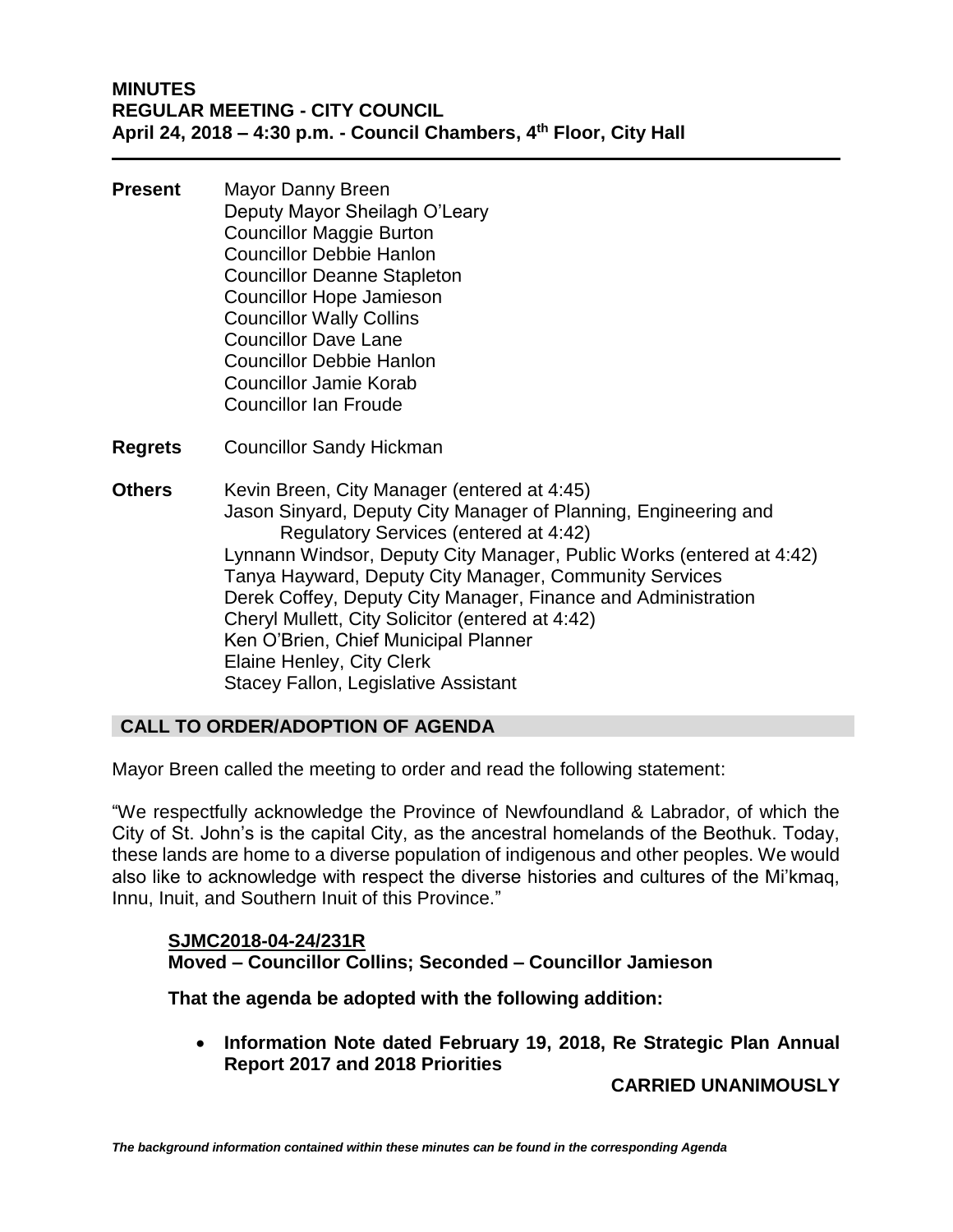# MINUTES
## REGULAR MEETING - CITY COUNCIL
### April 24, 2018 – 4:30 p.m. - Council Chambers, 4th Floor, City Hall

---

**Present**
Mayor Danny Breen
Deputy Mayor Sheilagh O'Leary
Councillor Maggie Burton
Councillor Debbie Hanlon
Councillor Deanne Stapleton
Councillor Hope Jamieson
Councillor Wally Collins
Councillor Dave Lane
Councillor Debbie Hanlon
Councillor Jamie Korab
Councillor Ian Froude

**Regrets**
Councillor Sandy Hickman

**Others**
Kevin Breen, City Manager (entered at 4:45)
Jason Sinyard, Deputy City Manager of Planning, Engineering and Regulatory Services (entered at 4:42)
Lynnann Windsor, Deputy City Manager, Public Works (entered at 4:42)
Tanya Hayward, Deputy City Manager, Community Services
Derek Coffey, Deputy City Manager, Finance and Administration
Cheryl Mullett, City Solicitor (entered at 4:42)
Ken O'Brien, Chief Municipal Planner
Elaine Henley, City Clerk
Stacey Fallon, Legislative Assistant

## CALL TO ORDER/ADOPTION OF AGENDA

Mayor Breen called the meeting to order and read the following statement:

"We respectfully acknowledge the Province of Newfoundland & Labrador, of which the City of St. John's is the capital City, as the ancestral homelands of the Beothuk. Today, these lands are home to a diverse population of indigenous and other peoples. We would also like to acknowledge with respect the diverse histories and cultures of the Mi'kmaq, Innu, Inuit, and Southern Inuit of this Province."

**SJMC2018-04-24/231R**
**Moved – Councillor Collins; Seconded – Councillor Jamieson**

**That the agenda be adopted with the following addition:**

- **Information Note dated February 19, 2018, Re Strategic Plan Annual Report 2017 and 2018 Priorities**

**CARRIED UNANIMOUSLY**

*The background information contained within these minutes can be found in the corresponding Agenda*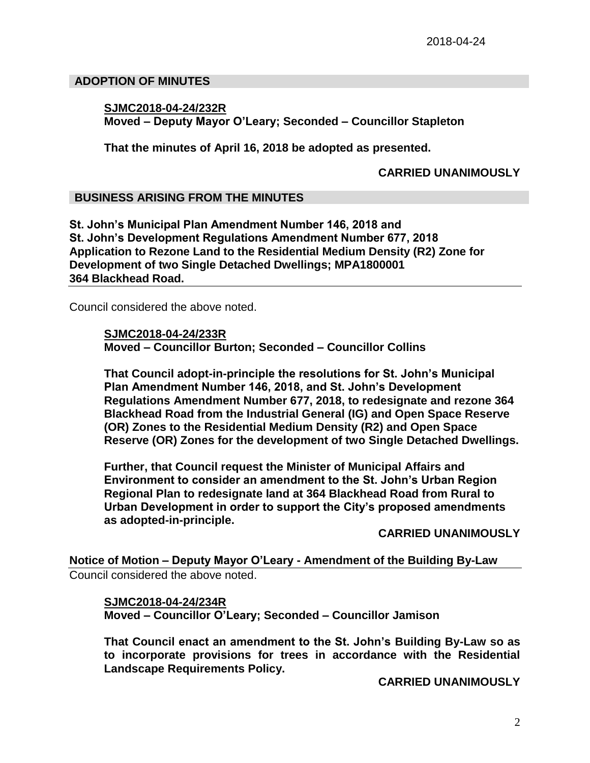2018-04-24

## ADOPTION OF MINUTES

**SJMC2018-04-24/232R**
**Moved – Deputy Mayor O'Leary; Seconded – Councillor Stapleton**

**That the minutes of April 16, 2018 be adopted as presented.**

**CARRIED UNANIMOUSLY**

## BUSINESS ARISING FROM THE MINUTES

**St. John's Municipal Plan Amendment Number 146, 2018 and St. John's Development Regulations Amendment Number 677, 2018 Application to Rezone Land to the Residential Medium Density (R2) Zone for Development of two Single Detached Dwellings; MPA1800001 364 Blackhead Road.**

Council considered the above noted.

**SJMC2018-04-24/233R**
**Moved – Councillor Burton; Seconded – Councillor Collins**

**That Council adopt-in-principle the resolutions for St. John's Municipal Plan Amendment Number 146, 2018, and St. John's Development Regulations Amendment Number 677, 2018, to redesignate and rezone 364 Blackhead Road from the Industrial General (IG) and Open Space Reserve (OR) Zones to the Residential Medium Density (R2) and Open Space Reserve (OR) Zones for the development of two Single Detached Dwellings.**

**Further, that Council request the Minister of Municipal Affairs and Environment to consider an amendment to the St. John's Urban Region Regional Plan to redesignate land at 364 Blackhead Road from Rural to Urban Development in order to support the City's proposed amendments as adopted-in-principle.**

**CARRIED UNANIMOUSLY**

**Notice of Motion – Deputy Mayor O'Leary - Amendment of the Building By-Law**

Council considered the above noted.

**SJMC2018-04-24/234R**
**Moved – Councillor O'Leary; Seconded – Councillor Jamison**

**That Council enact an amendment to the St. John's Building By-Law so as to incorporate provisions for trees in accordance with the Residential Landscape Requirements Policy.**

**CARRIED UNANIMOUSLY**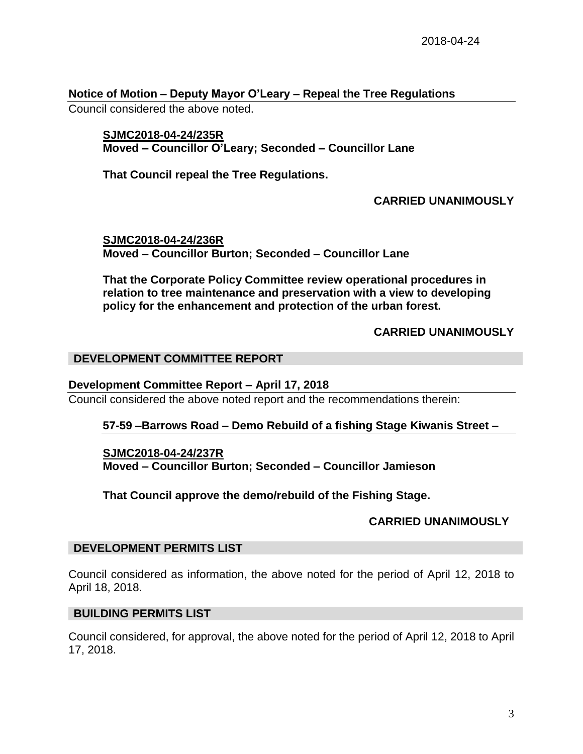### Notice of Motion – Deputy Mayor O'Leary – Repeal the Tree Regulations

Council considered the above noted.

**SJMC2018-04-24/235R**
**Moved – Councillor O'Leary; Seconded – Councillor Lane**

**That Council repeal the Tree Regulations.**

**CARRIED UNANIMOUSLY**

**SJMC2018-04-24/236R**
**Moved – Councillor Burton; Seconded – Councillor Lane**

**That the Corporate Policy Committee review operational procedures in relation to tree maintenance and preservation with a view to developing policy for the enhancement and protection of the urban forest.**

**CARRIED UNANIMOUSLY**

## DEVELOPMENT COMMITTEE REPORT

### Development Committee Report – April 17, 2018

Council considered the above noted report and the recommendations therein:

**57-59 –Barrows Road – Demo Rebuild of a fishing Stage Kiwanis Street –**

**SJMC2018-04-24/237R**
**Moved – Councillor Burton; Seconded – Councillor Jamieson**

**That Council approve the demo/rebuild of the Fishing Stage.**

**CARRIED UNANIMOUSLY**

## DEVELOPMENT PERMITS LIST

Council considered as information, the above noted for the period of April 12, 2018 to April 18, 2018.

## BUILDING PERMITS LIST

Council considered, for approval, the above noted for the period of April 12, 2018 to April 17, 2018.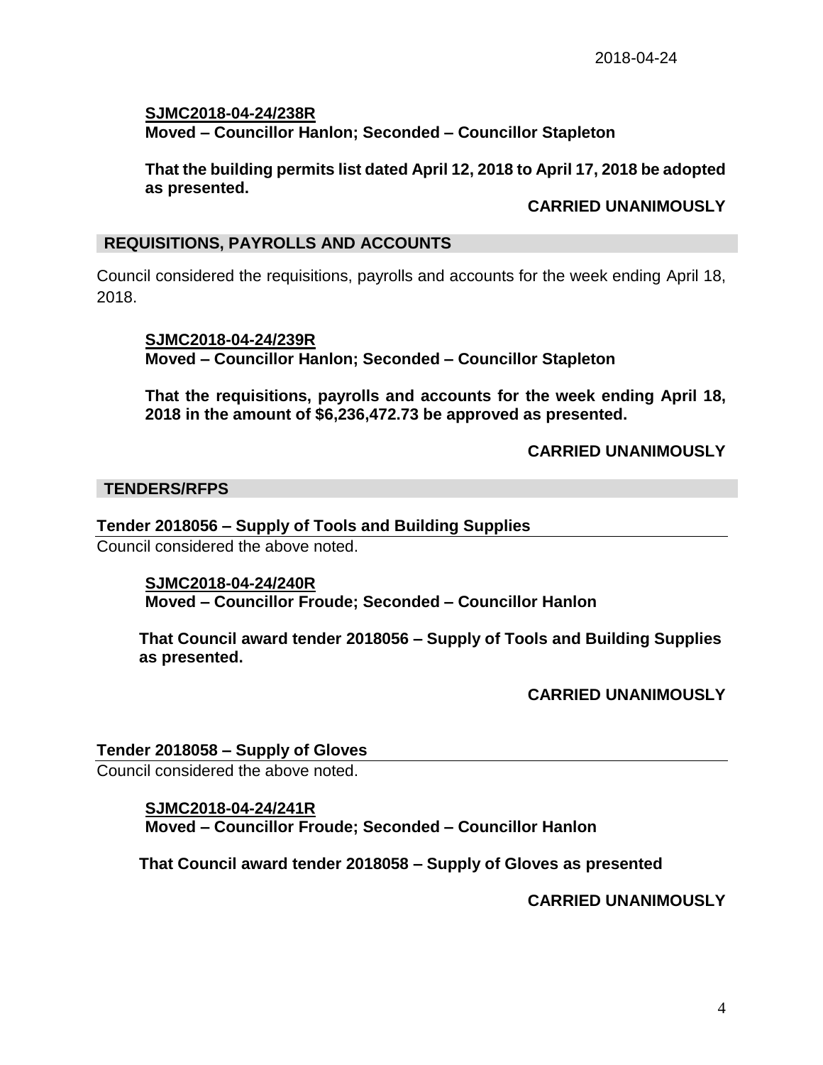**SJMC2018-04-24/238R**
**Moved – Councillor Hanlon; Seconded – Councillor Stapleton**

**That the building permits list dated April 12, 2018 to April 17, 2018 be adopted as presented.**

**CARRIED UNANIMOUSLY**

## REQUISITIONS, PAYROLLS AND ACCOUNTS

Council considered the requisitions, payrolls and accounts for the week ending April 18, 2018.

**SJMC2018-04-24/239R**
**Moved – Councillor Hanlon; Seconded – Councillor Stapleton**

**That the requisitions, payrolls and accounts for the week ending April 18, 2018 in the amount of $6,236,472.73 be approved as presented.**

**CARRIED UNANIMOUSLY**

## TENDERS/RFPS

### Tender 2018056 – Supply of Tools and Building Supplies

Council considered the above noted.

**SJMC2018-04-24/240R**
**Moved – Councillor Froude; Seconded – Councillor Hanlon**

**That Council award tender 2018056 – Supply of Tools and Building Supplies as presented.**

**CARRIED UNANIMOUSLY**

### Tender 2018058 – Supply of Gloves

Council considered the above noted.

**SJMC2018-04-24/241R**
**Moved – Councillor Froude; Seconded – Councillor Hanlon**

**That Council award tender 2018058 – Supply of Gloves as presented**

**CARRIED UNANIMOUSLY**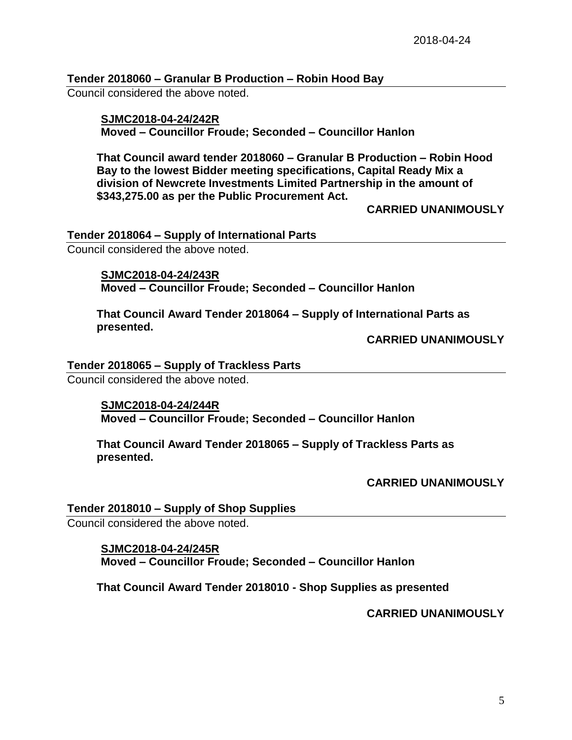**Tender 2018060 – Granular B Production – Robin Hood Bay**

Council considered the above noted.

**SJMC2018-04-24/242R**
**Moved – Councillor Froude; Seconded – Councillor Hanlon**

**That Council award tender 2018060 – Granular B Production – Robin Hood Bay to the lowest Bidder meeting specifications, Capital Ready Mix a division of Newcrete Investments Limited Partnership in the amount of $343,275.00 as per the Public Procurement Act.**

**CARRIED UNANIMOUSLY**

**Tender 2018064 – Supply of International Parts**

Council considered the above noted.

**SJMC2018-04-24/243R**
**Moved – Councillor Froude; Seconded – Councillor Hanlon**

**That Council Award Tender 2018064 – Supply of International Parts as presented.**

**CARRIED UNANIMOUSLY**

**Tender 2018065 – Supply of Trackless Parts**

Council considered the above noted.

**SJMC2018-04-24/244R**
**Moved – Councillor Froude; Seconded – Councillor Hanlon**

**That Council Award Tender 2018065 – Supply of Trackless Parts as presented.**

**CARRIED UNANIMOUSLY**

**Tender 2018010 – Supply of Shop Supplies**

Council considered the above noted.

**SJMC2018-04-24/245R**
**Moved – Councillor Froude; Seconded – Councillor Hanlon**

**That Council Award Tender 2018010 - Shop Supplies as presented**

**CARRIED UNANIMOUSLY**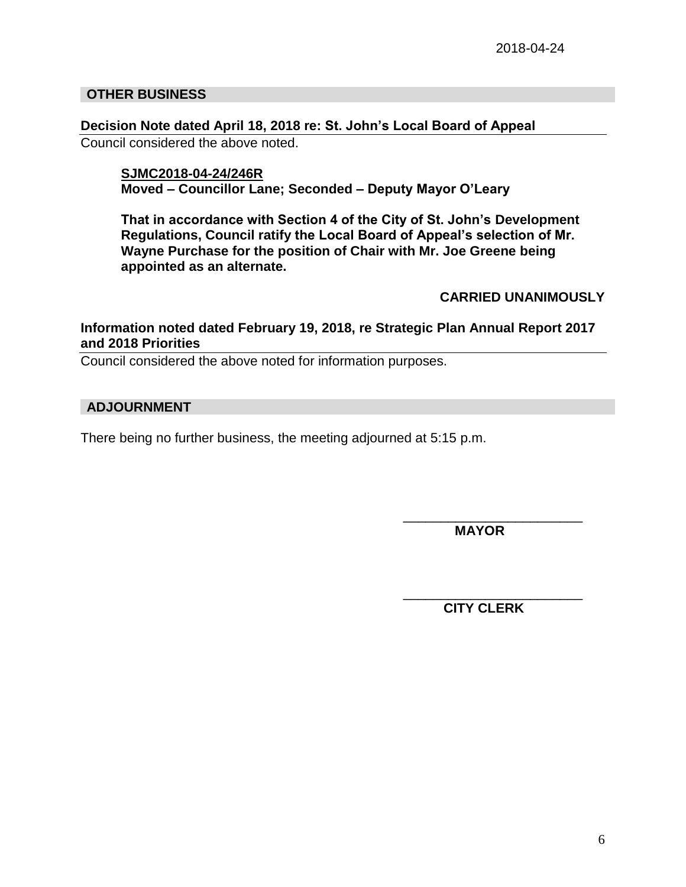2018-04-24

## OTHER BUSINESS

**Decision Note dated April 18, 2018 re: St. John's Local Board of Appeal**

Council considered the above noted.

**SJMC2018-04-24/246R**
**Moved – Councillor Lane; Seconded – Deputy Mayor O'Leary**

**That in accordance with Section 4 of the City of St. John's Development Regulations, Council ratify the Local Board of Appeal's selection of Mr. Wayne Purchase for the position of Chair with Mr. Joe Greene being appointed as an alternate.**

**CARRIED UNANIMOUSLY**

**Information noted dated February 19, 2018, re Strategic Plan Annual Report 2017 and 2018 Priorities**

Council considered the above noted for information purposes.

## ADJOURNMENT

There being no further business, the meeting adjourned at 5:15 p.m.

\_\_\_\_\_\_\_\_\_\_\_\_\_\_\_\_\_\_\_\_\_\_\_\_
**MAYOR**

\_\_\_\_\_\_\_\_\_\_\_\_\_\_\_\_\_\_\_\_\_\_\_\_
**CITY CLERK**